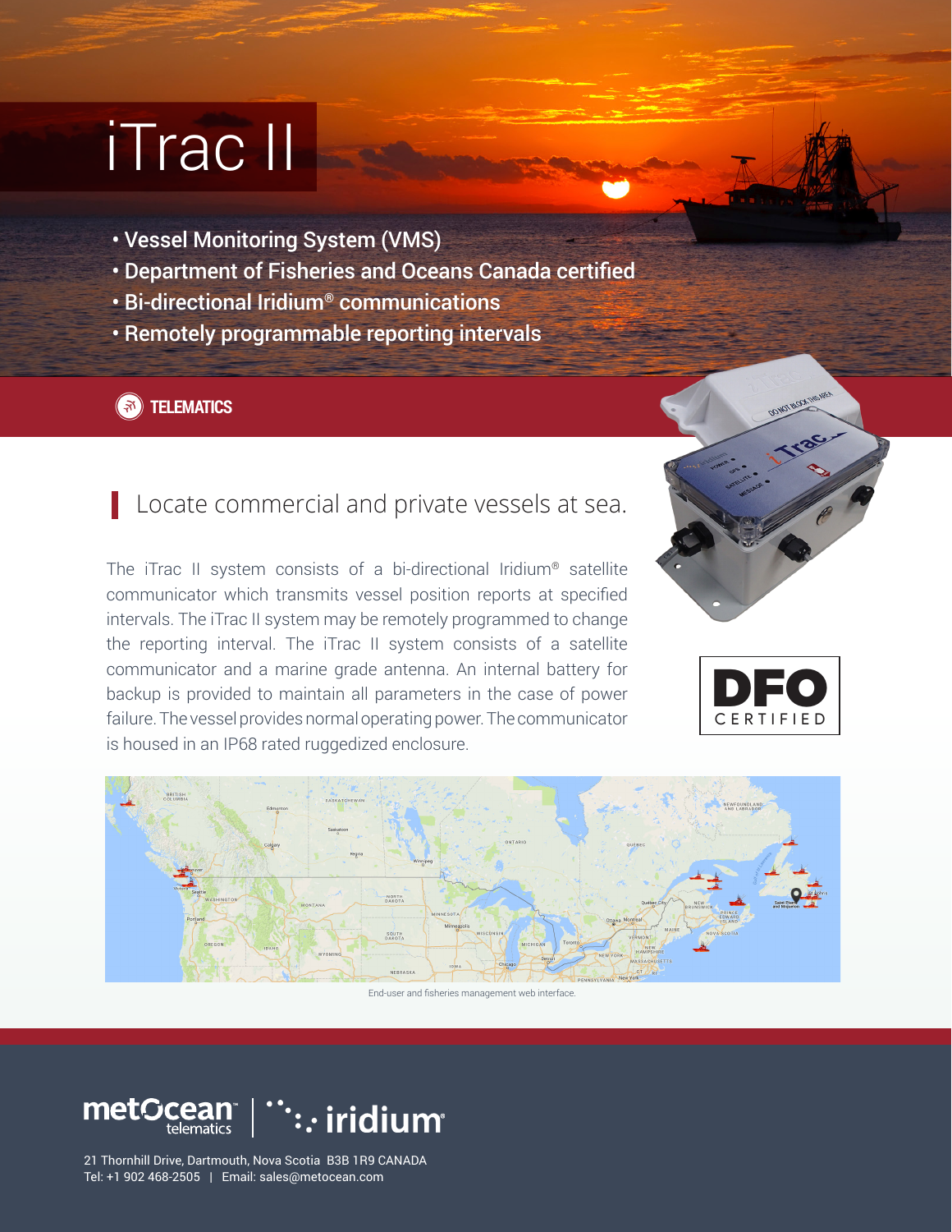# iTrac II

- Vessel Monitoring System (VMS)
- Department of Fisheries and Oceans Canada certified
- Bi-directional Iridium® communications
- Remotely programmable reporting intervals

**TELEMATICS**

## Locate commercial and private vessels at sea.

The iTrac II system consists of a bi-directional Iridium® satellite communicator which transmits vessel position reports at specified intervals. The iTrac II system may be remotely programmed to change the reporting interval. The iTrac II system consists of a satellite communicator and a marine grade antenna. An internal battery for backup is provided to maintain all parameters in the case of power failure. The vessel provides normal operating power. The communicator is housed in an IP68 rated ruggedized enclosure.

DFO CERTIFIED

End-user and fisheries management web interface.

metOcean telematics | iridium

21 Thornhill Drive, Dartmouth, Nova Scotia B3B 1R9 CANADA
Tel: +1 902 468-2505 | Email: sales@metocean.com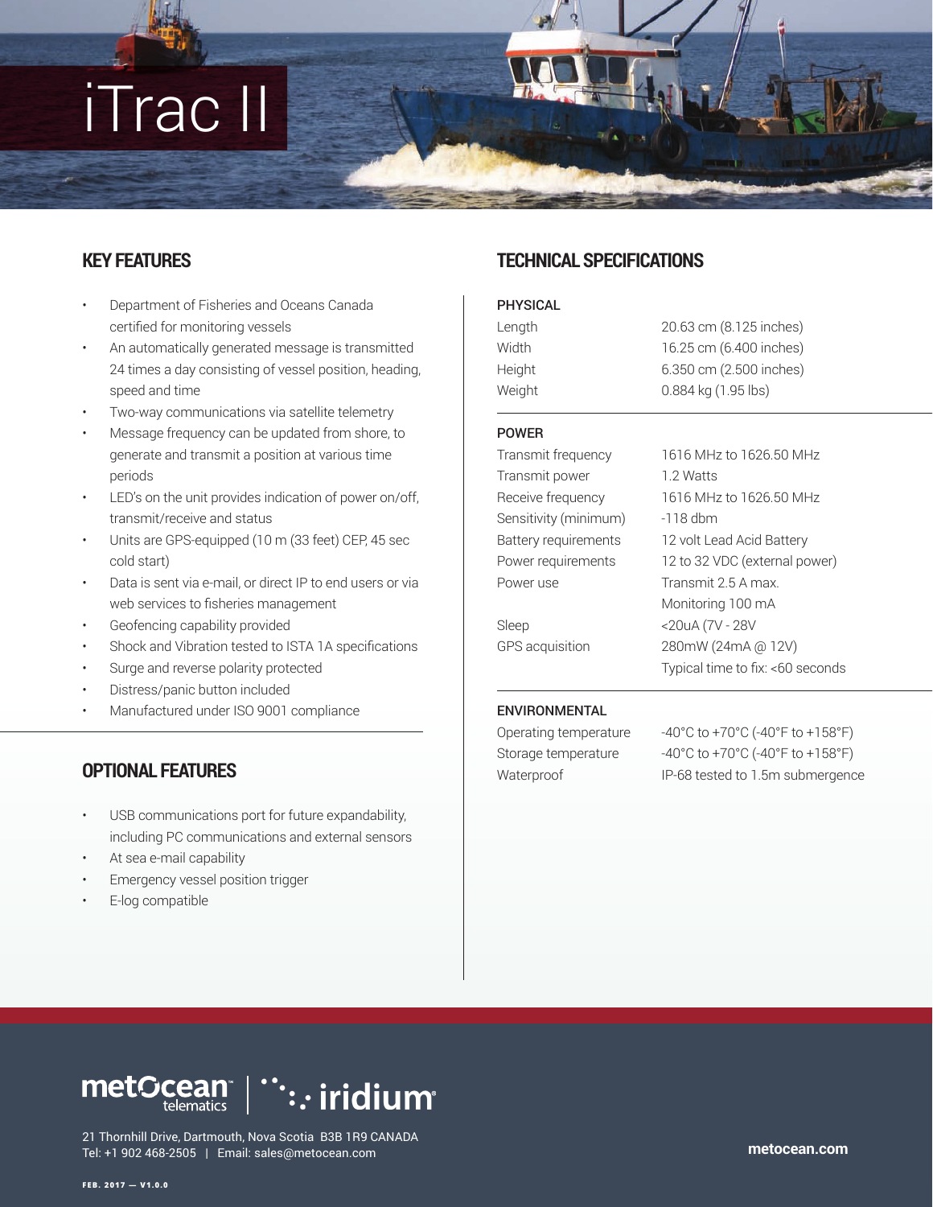# iTrac II

## KEY FEATURES

- Department of Fisheries and Oceans Canada certified for monitoring vessels
- An automatically generated message is transmitted 24 times a day consisting of vessel position, heading, speed and time
- Two-way communications via satellite telemetry
- Message frequency can be updated from shore, to generate and transmit a position at various time periods
- LED's on the unit provides indication of power on/off, transmit/receive and status
- Units are GPS-equipped (10 m (33 feet) CEP, 45 sec cold start)
- Data is sent via e-mail, or direct IP to end users or via web services to fisheries management
- Geofencing capability provided
- Shock and Vibration tested to ISTA 1A specifications
- Surge and reverse polarity protected
- Distress/panic button included
- Manufactured under ISO 9001 compliance

## OPTIONAL FEATURES

- USB communications port for future expandability, including PC communications and external sensors
- At sea e-mail capability
- Emergency vessel position trigger
- E-log compatible

## TECHNICAL SPECIFICATIONS

### PHYSICAL

| | |
|---|---|
| Length | 20.63 cm (8.125 inches) |
| Width | 16.25 cm (6.400 inches) |
| Height | 6.350 cm (2.500 inches) |
| Weight | 0.884 kg (1.95 lbs) |

### POWER

| | |
|---|---|
| Transmit frequency | 1616 MHz to 1626.50 MHz |
| Transmit power | 1.2 Watts |
| Receive frequency | 1616 MHz to 1626.50 MHz |
| Sensitivity (minimum) | -118 dbm |
| Battery requirements | 12 volt Lead Acid Battery |
| Power requirements | 12 to 32 VDC (external power) |
| Power use | Transmit 2.5 A max.<br>Monitoring 100 mA |
| Sleep | <20uA (7V - 28V |
| GPS acquisition | 280mW (24mA @ 12V)<br>Typical time to fix: <60 seconds |

### ENVIRONMENTAL

| | |
|---|---|
| Operating temperature | -40°C to +70°C (-40°F to +158°F) |
| Storage temperature | -40°C to +70°C (-40°F to +158°F) |
| Waterproof | IP-68 tested to 1.5m submergence |

metOcean telematics | iridium

21 Thornhill Drive, Dartmouth, Nova Scotia B3B 1R9 CANADA
Tel: +1 902 468-2505 | Email: sales@metocean.com

metocean.com

FEB. 2017 — V1.0.0